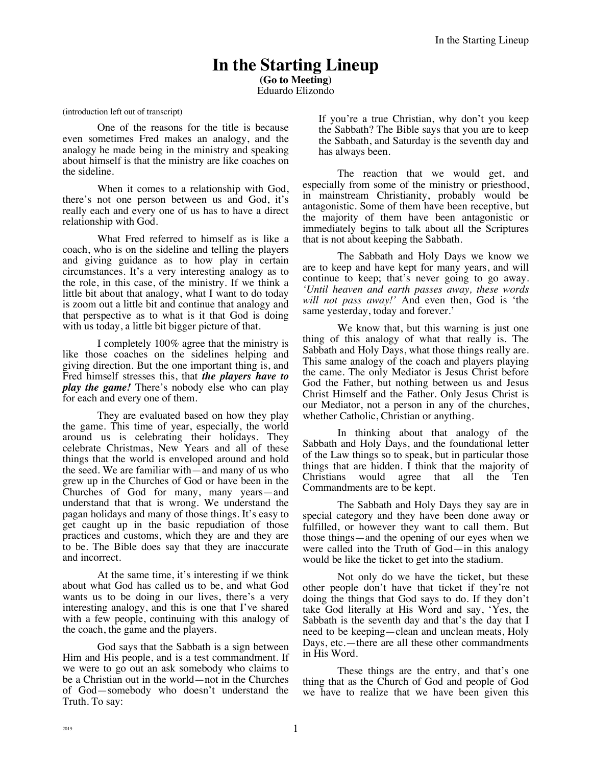# In the Starting Lineup

**(Go to Meeting)**
Eduardo Elizondo

(introduction left out of transcript)

One of the reasons for the title is because even sometimes Fred makes an analogy, and the analogy he made being in the ministry and speaking about himself is that the ministry are like coaches on the sideline.

When it comes to a relationship with God, there's not one person between us and God, it's really each and every one of us has to have a direct relationship with God.

What Fred referred to himself as is like a coach, who is on the sideline and telling the players and giving guidance as to how play in certain circumstances. It's a very interesting analogy as to the role, in this case, of the ministry. If we think a little bit about that analogy, what I want to do today is zoom out a little bit and continue that analogy and that perspective as to what is it that God is doing with us today, a little bit bigger picture of that.

I completely 100% agree that the ministry is like those coaches on the sidelines helping and giving direction. But the one important thing is, and Fred himself stresses this, that ***the players have to play the game!*** There's nobody else who can play for each and every one of them.

They are evaluated based on how they play the game. This time of year, especially, the world around us is celebrating their holidays. They celebrate Christmas, New Years and all of these things that the world is enveloped around and hold the seed. We are familiar with—and many of us who grew up in the Churches of God or have been in the Churches of God for many, many years—and understand that that is wrong. We understand the pagan holidays and many of those things. It's easy to get caught up in the basic repudiation of those practices and customs, which they are and they are to be. The Bible does say that they are inaccurate and incorrect.

At the same time, it's interesting if we think about what God has called us to be, and what God wants us to be doing in our lives, there's a very interesting analogy, and this is one that I've shared with a few people, continuing with this analogy of the coach, the game and the players.

God says that the Sabbath is a sign between Him and His people, and is a test commandment. If we were to go out an ask somebody who claims to be a Christian out in the world—not in the Churches of God—somebody who doesn't understand the Truth. To say:

> If you're a true Christian, why don't you keep the Sabbath? The Bible says that you are to keep the Sabbath, and Saturday is the seventh day and has always been.

The reaction that we would get, and especially from some of the ministry or priesthood, in mainstream Christianity, probably would be antagonistic. Some of them have been receptive, but the majority of them have been antagonistic or immediately begins to talk about all the Scriptures that is not about keeping the Sabbath.

The Sabbath and Holy Days we know we are to keep and have kept for many years, and will continue to keep; that's never going to go away. *'Until heaven and earth passes away, these words will not pass away!'* And even then, God is 'the same yesterday, today and forever.'

We know that, but this warning is just one thing of this analogy of what that really is. The Sabbath and Holy Days, what those things really are. This same analogy of the coach and players playing the came. The only Mediator is Jesus Christ before God the Father, but nothing between us and Jesus Christ Himself and the Father. Only Jesus Christ is our Mediator, not a person in any of the churches, whether Catholic, Christian or anything.

In thinking about that analogy of the Sabbath and Holy Days, and the foundational letter of the Law things so to speak, but in particular those things that are hidden. I think that the majority of Christians would agree that all the Ten Commandments are to be kept.

The Sabbath and Holy Days they say are in special category and they have been done away or fulfilled, or however they want to call them. But those things—and the opening of our eyes when we were called into the Truth of God—in this analogy would be like the ticket to get into the stadium.

Not only do we have the ticket, but these other people don't have that ticket if they're not doing the things that God says to do. If they don't take God literally at His Word and say, 'Yes, the Sabbath is the seventh day and that's the day that I need to be keeping—clean and unclean meats, Holy Days, etc.—there are all these other commandments in His Word.

These things are the entry, and that's one thing that as the Church of God and people of God we have to realize that we have been given this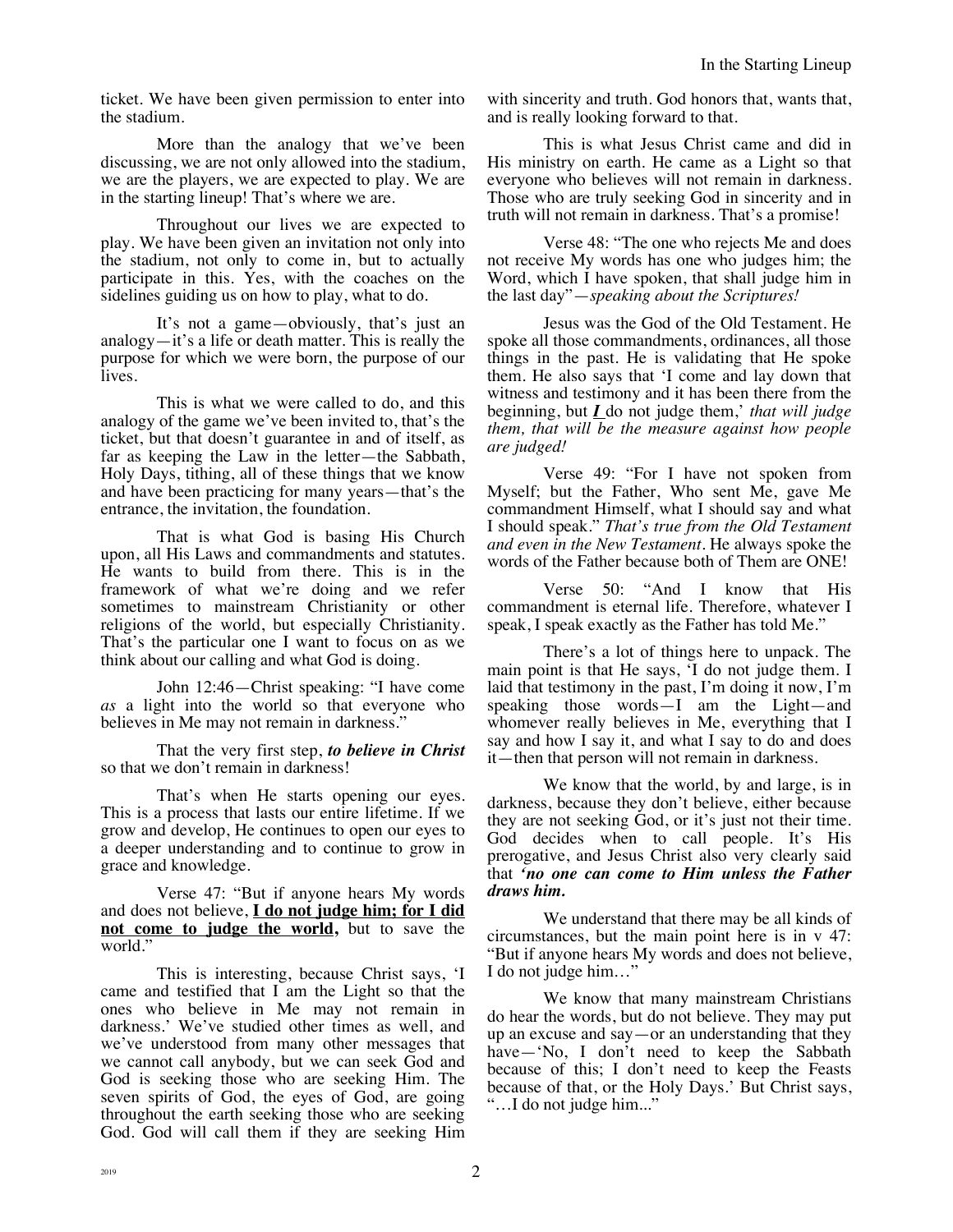ticket. We have been given permission to enter into the stadium.

More than the analogy that we've been discussing, we are not only allowed into the stadium, we are the players, we are expected to play. We are in the starting lineup! That's where we are.

Throughout our lives we are expected to play. We have been given an invitation not only into the stadium, not only to come in, but to actually participate in this. Yes, with the coaches on the sidelines guiding us on how to play, what to do.

It's not a game—obviously, that's just an analogy—it's a life or death matter. This is really the purpose for which we were born, the purpose of our lives.

This is what we were called to do, and this analogy of the game we've been invited to, that's the ticket, but that doesn't guarantee in and of itself, as far as keeping the Law in the letter—the Sabbath, Holy Days, tithing, all of these things that we know and have been practicing for many years—that's the entrance, the invitation, the foundation.

That is what God is basing His Church upon, all His Laws and commandments and statutes. He wants to build from there. This is in the framework of what we're doing and we refer sometimes to mainstream Christianity or other religions of the world, but especially Christianity. That's the particular one I want to focus on as we think about our calling and what God is doing.

John 12:46—Christ speaking: "I have come *as* a light into the world so that everyone who believes in Me may not remain in darkness."

That the very first step, ***to believe in Christ*** so that we don't remain in darkness!

That's when He starts opening our eyes. This is a process that lasts our entire lifetime. If we grow and develop, He continues to open our eyes to a deeper understanding and to continue to grow in grace and knowledge.

Verse 47: "But if anyone hears My words and does not believe, **<u>I do not judge him; for I did not come to judge the world,</u>** but to save the world."

This is interesting, because Christ says, 'I came and testified that I am the Light so that the ones who believe in Me may not remain in darkness.' We've studied other times as well, and we've understood from many other messages that we cannot call anybody, but we can seek God and God is seeking those who are seeking Him. The seven spirits of God, the eyes of God, are going throughout the earth seeking those who are seeking God. God will call them if they are seeking Him with sincerity and truth. God honors that, wants that, and is really looking forward to that.

This is what Jesus Christ came and did in His ministry on earth. He came as a Light so that everyone who believes will not remain in darkness. Those who are truly seeking God in sincerity and in truth will not remain in darkness. That's a promise!

Verse 48: "The one who rejects Me and does not receive My words has one who judges him; the Word, which I have spoken, that shall judge him in the last day"—*speaking about the Scriptures!*

Jesus was the God of the Old Testament. He spoke all those commandments, ordinances, all those things in the past. He is validating that He spoke them. He also says that 'I come and lay down that witness and testimony and it has been there from the beginning, but ***<u>I</u>*** do not judge them,' *that will judge them, that will be the measure against how people are judged!*

Verse 49: "For I have not spoken from Myself; but the Father, Who sent Me, gave Me commandment Himself, what I should say and what I should speak." *That's true from the Old Testament and even in the New Testament.* He always spoke the words of the Father because both of Them are ONE!

Verse 50: "And I know that His commandment is eternal life. Therefore, whatever I speak, I speak exactly as the Father has told Me."

There's a lot of things here to unpack. The main point is that He says, 'I do not judge them. I laid that testimony in the past, I'm doing it now, I'm speaking those words—I am the Light—and whomever really believes in Me, everything that I say and how I say it, and what I say to do and does it—then that person will not remain in darkness.

We know that the world, by and large, is in darkness, because they don't believe, either because they are not seeking God, or it's just not their time. God decides when to call people. It's His prerogative, and Jesus Christ also very clearly said that ***'no one can come to Him unless the Father draws him.***

We understand that there may be all kinds of circumstances, but the main point here is in v 47: "But if anyone hears My words and does not believe, I do not judge him…"

We know that many mainstream Christians do hear the words, but do not believe. They may put up an excuse and say—or an understanding that they have—'No, I don't need to keep the Sabbath because of this; I don't need to keep the Feasts because of that, or the Holy Days.' But Christ says, "…I do not judge him..."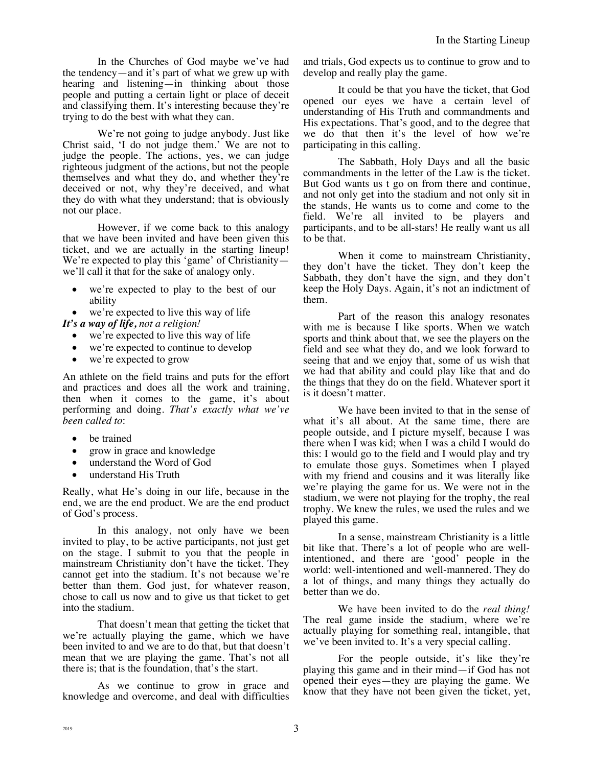In the Churches of God maybe we've had the tendency—and it's part of what we grew up with hearing and listening—in thinking about those people and putting a certain light or place of deceit and classifying them. It's interesting because they're trying to do the best with what they can.

We're not going to judge anybody. Just like Christ said, 'I do not judge them.' We are not to judge the people. The actions, yes, we can judge righteous judgment of the actions, but not the people themselves and what they do, and whether they're deceived or not, why they're deceived, and what they do with what they understand; that is obviously not our place.

However, if we come back to this analogy that we have been invited and have been given this ticket, and we are actually in the starting lineup! We're expected to play this 'game' of Christianity—we'll call it that for the sake of analogy only.

- we're expected to play to the best of our ability
- we're expected to live this way of life

***It's a way of life,*** *not a religion!*

- we're expected to live this way of life
- we're expected to continue to develop
- we're expected to grow

An athlete on the field trains and puts for the effort and practices and does all the work and training, then when it comes to the game, it's about performing and doing. *That's exactly what we've been called to*:

- be trained
- grow in grace and knowledge
- understand the Word of God
- understand His Truth

Really, what He's doing in our life, because in the end, we are the end product. We are the end product of God's process.

In this analogy, not only have we been invited to play, to be active participants, not just get on the stage. I submit to you that the people in mainstream Christianity don't have the ticket. They cannot get into the stadium. It's not because we're better than them. God just, for whatever reason, chose to call us now and to give us that ticket to get into the stadium.

That doesn't mean that getting the ticket that we're actually playing the game, which we have been invited to and we are to do that, but that doesn't mean that we are playing the game. That's not all there is; that is the foundation, that's the start.

As we continue to grow in grace and knowledge and overcome, and deal with difficulties and trials, God expects us to continue to grow and to develop and really play the game.

It could be that you have the ticket, that God opened our eyes we have a certain level of understanding of His Truth and commandments and His expectations. That's good, and to the degree that we do that then it's the level of how we're participating in this calling.

The Sabbath, Holy Days and all the basic commandments in the letter of the Law is the ticket. But God wants us t go on from there and continue, and not only get into the stadium and not only sit in the stands, He wants us to come and come to the field. We're all invited to be players and participants, and to be all-stars! He really want us all to be that.

When it come to mainstream Christianity, they don't have the ticket. They don't keep the Sabbath, they don't have the sign, and they don't keep the Holy Days. Again, it's not an indictment of them.

Part of the reason this analogy resonates with me is because I like sports. When we watch sports and think about that, we see the players on the field and see what they do, and we look forward to seeing that and we enjoy that, some of us wish that we had that ability and could play like that and do the things that they do on the field. Whatever sport it is it doesn't matter.

We have been invited to that in the sense of what it's all about. At the same time, there are people outside, and I picture myself, because I was there when I was kid; when I was a child I would do this: I would go to the field and I would play and try to emulate those guys. Sometimes when I played with my friend and cousins and it was literally like we're playing the game for us. We were not in the stadium, we were not playing for the trophy, the real trophy. We knew the rules, we used the rules and we played this game.

In a sense, mainstream Christianity is a little bit like that. There's a lot of people who are well-intentioned, and there are 'good' people in the world: well-intentioned and well-mannered. They do a lot of things, and many things they actually do better than we do.

We have been invited to do the *real thing!* The real game inside the stadium, where we're actually playing for something real, intangible, that we've been invited to. It's a very special calling.

For the people outside, it's like they're playing this game and in their mind—if God has not opened their eyes—they are playing the game. We know that they have not been given the ticket, yet,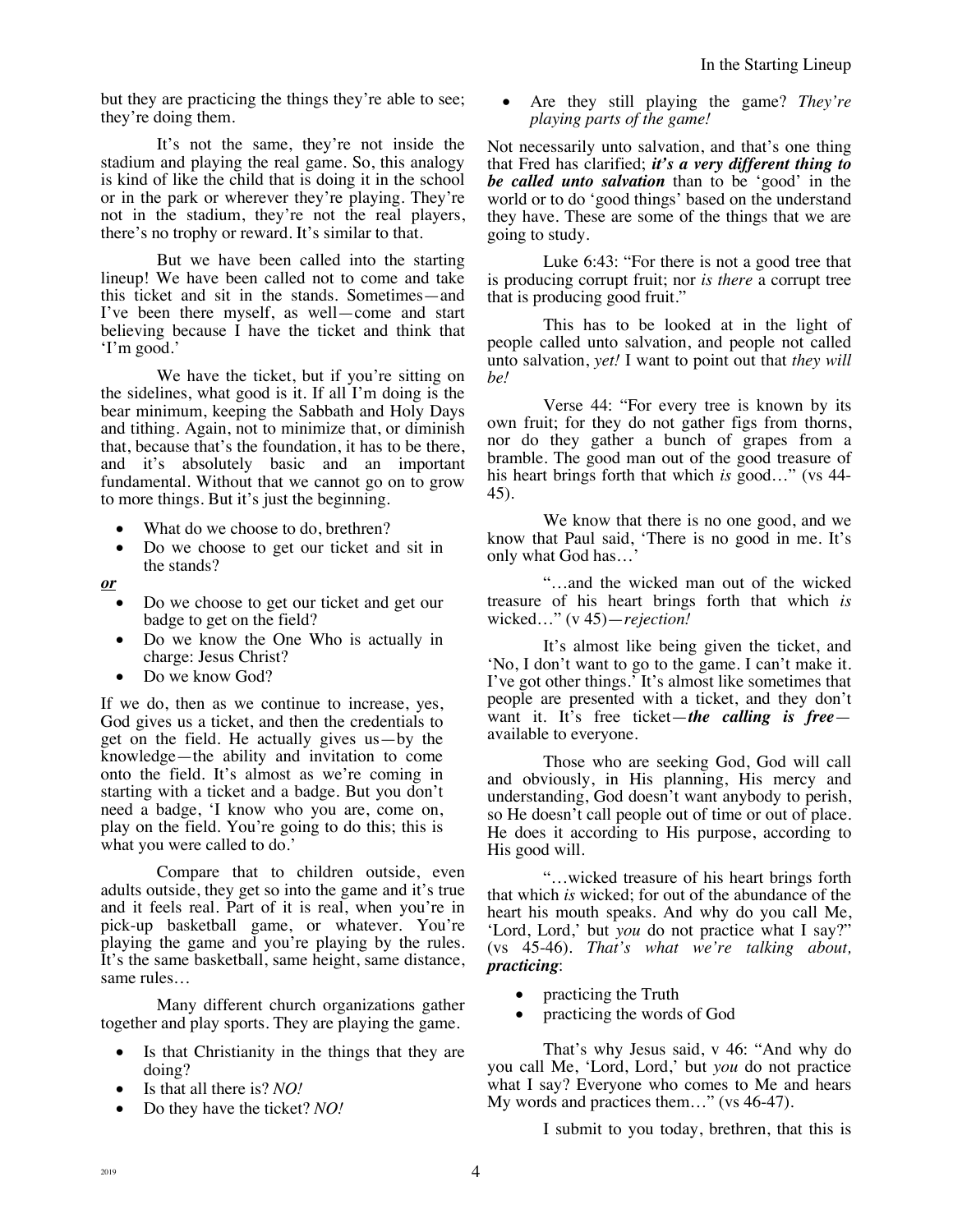but they are practicing the things they're able to see; they're doing them.

It's not the same, they're not inside the stadium and playing the real game. So, this analogy is kind of like the child that is doing it in the school or in the park or wherever they're playing. They're not in the stadium, they're not the real players, there's no trophy or reward. It's similar to that.

But we have been called into the starting lineup! We have been called not to come and take this ticket and sit in the stands. Sometimes—and I've been there myself, as well—come and start believing because I have the ticket and think that 'I'm good.'

We have the ticket, but if you're sitting on the sidelines, what good is it. If all I'm doing is the bear minimum, keeping the Sabbath and Holy Days and tithing. Again, not to minimize that, or diminish that, because that's the foundation, it has to be there, and it's absolutely basic and an important fundamental. Without that we cannot go on to grow to more things. But it's just the beginning.

- What do we choose to do, brethren?
- Do we choose to get our ticket and sit in the stands?

***or***

- Do we choose to get our ticket and get our badge to get on the field?
- Do we know the One Who is actually in charge: Jesus Christ?
- Do we know God?

If we do, then as we continue to increase, yes, God gives us a ticket, and then the credentials to get on the field. He actually gives us—by the knowledge—the ability and invitation to come onto the field. It's almost as we're coming in starting with a ticket and a badge. But you don't need a badge, 'I know who you are, come on, play on the field. You're going to do this; this is what you were called to do.'

Compare that to children outside, even adults outside, they get so into the game and it's true and it feels real. Part of it is real, when you're in pick-up basketball game, or whatever. You're playing the game and you're playing by the rules. It's the same basketball, same height, same distance, same rules…

Many different church organizations gather together and play sports. They are playing the game.

- Is that Christianity in the things that they are doing?
- Is that all there is? *NO!*
- Do they have the ticket? *NO!*
- Are they still playing the game? *They're playing parts of the game!*

Not necessarily unto salvation, and that's one thing that Fred has clarified; ***it's a very different thing to be called unto salvation*** than to be 'good' in the world or to do 'good things' based on the understand they have. These are some of the things that we are going to study.

Luke 6:43: "For there is not a good tree that is producing corrupt fruit; nor *is there* a corrupt tree that is producing good fruit."

This has to be looked at in the light of people called unto salvation, and people not called unto salvation, *yet!* I want to point out that *they will be!*

Verse 44: "For every tree is known by its own fruit; for they do not gather figs from thorns, nor do they gather a bunch of grapes from a bramble. The good man out of the good treasure of his heart brings forth that which *is* good…" (vs 44-45).

We know that there is no one good, and we know that Paul said, 'There is no good in me. It's only what God has…'

"…and the wicked man out of the wicked treasure of his heart brings forth that which *is* wicked…" (v 45)—*rejection!*

It's almost like being given the ticket, and 'No, I don't want to go to the game. I can't make it. I've got other things.' It's almost like sometimes that people are presented with a ticket, and they don't want it. It's free ticket—***the calling is free***—available to everyone.

Those who are seeking God, God will call and obviously, in His planning, His mercy and understanding, God doesn't want anybody to perish, so He doesn't call people out of time or out of place. He does it according to His purpose, according to His good will.

"…wicked treasure of his heart brings forth that which *is* wicked; for out of the abundance of the heart his mouth speaks. And why do you call Me, 'Lord, Lord,' but *you* do not practice what I say?" (vs 45-46). *That's what we're talking about, **practicing***:

- practicing the Truth
- practicing the words of God

That's why Jesus said, v 46: "And why do you call Me, 'Lord, Lord,' but *you* do not practice what I say? Everyone who comes to Me and hears My words and practices them…" (vs 46-47).

I submit to you today, brethren, that this is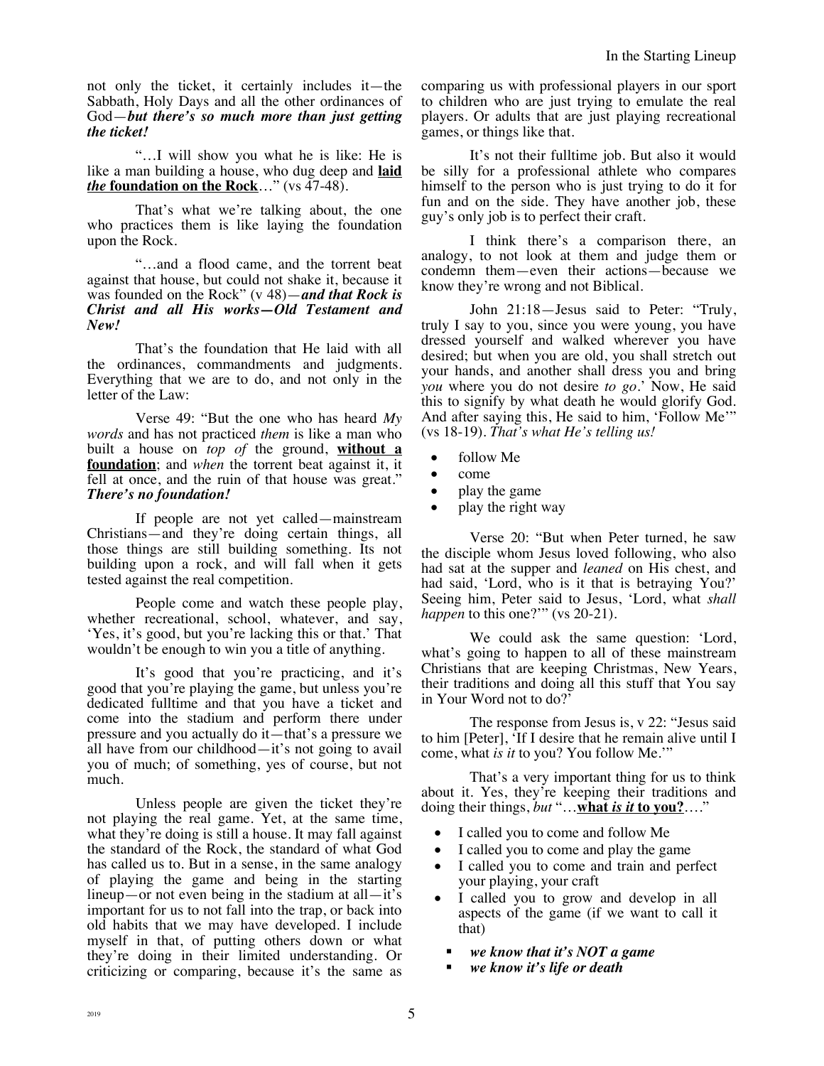not only the ticket, it certainly includes it—the Sabbath, Holy Days and all the other ordinances of God—***but there's so much more than just getting the ticket!***

"…I will show you what he is like: He is like a man building a house, who dug deep and **laid *the* foundation on the Rock**…" (vs 47-48).

That's what we're talking about, the one who practices them is like laying the foundation upon the Rock.

"…and a flood came, and the torrent beat against that house, but could not shake it, because it was founded on the Rock" (v 48)—***and that Rock is Christ and all His works—Old Testament and New!***

That's the foundation that He laid with all the ordinances, commandments and judgments. Everything that we are to do, and not only in the letter of the Law:

Verse 49: "But the one who has heard *My words* and has not practiced *them* is like a man who built a house on *top of* the ground, **without a foundation**; and *when* the torrent beat against it, it fell at once, and the ruin of that house was great." ***There's no foundation!***

If people are not yet called—mainstream Christians—and they're doing certain things, all those things are still building something. Its not building upon a rock, and will fall when it gets tested against the real competition.

People come and watch these people play, whether recreational, school, whatever, and say, 'Yes, it's good, but you're lacking this or that.' That wouldn't be enough to win you a title of anything.

It's good that you're practicing, and it's good that you're playing the game, but unless you're dedicated fulltime and that you have a ticket and come into the stadium and perform there under pressure and you actually do it—that's a pressure we all have from our childhood—it's not going to avail you of much; of something, yes of course, but not much.

Unless people are given the ticket they're not playing the real game. Yet, at the same time, what they're doing is still a house. It may fall against the standard of the Rock, the standard of what God has called us to. But in a sense, in the same analogy of playing the game and being in the starting lineup—or not even being in the stadium at all—it's important for us to not fall into the trap, or back into old habits that we may have developed. I include myself in that, of putting others down or what they're doing in their limited understanding. Or criticizing or comparing, because it's the same as comparing us with professional players in our sport to children who are just trying to emulate the real players. Or adults that are just playing recreational games, or things like that.

It's not their fulltime job. But also it would be silly for a professional athlete who compares himself to the person who is just trying to do it for fun and on the side. They have another job, these guy's only job is to perfect their craft.

I think there's a comparison there, an analogy, to not look at them and judge them or condemn them—even their actions—because we know they're wrong and not Biblical.

John 21:18—Jesus said to Peter: "Truly, truly I say to you, since you were young, you have dressed yourself and walked wherever you have desired; but when you are old, you shall stretch out your hands, and another shall dress you and bring *you* where you do not desire *to go*.' Now, He said this to signify by what death he would glorify God. And after saying this, He said to him, 'Follow Me'" (vs 18-19). *That's what He's telling us!*

- follow Me
- come
- play the game
- play the right way

Verse 20: "But when Peter turned, he saw the disciple whom Jesus loved following, who also had sat at the supper and *leaned* on His chest, and had said, 'Lord, who is it that is betraying You?' Seeing him, Peter said to Jesus, 'Lord, what *shall happen* to this one?'" (vs 20-21).

We could ask the same question: 'Lord, what's going to happen to all of these mainstream Christians that are keeping Christmas, New Years, their traditions and doing all this stuff that You say in Your Word not to do?'

The response from Jesus is, v 22: "Jesus said to him [Peter], 'If I desire that he remain alive until I come, what *is it* to you? You follow Me.'"

That's a very important thing for us to think about it. Yes, they're keeping their traditions and doing their things, *but* "…**what *is it* to you?**…."

- I called you to come and follow Me
- I called you to come and play the game
- I called you to come and train and perfect your playing, your craft
- I called you to grow and develop in all aspects of the game (if we want to call it that)
  - ***we know that it's NOT a game***
  - ***we know it's life or death***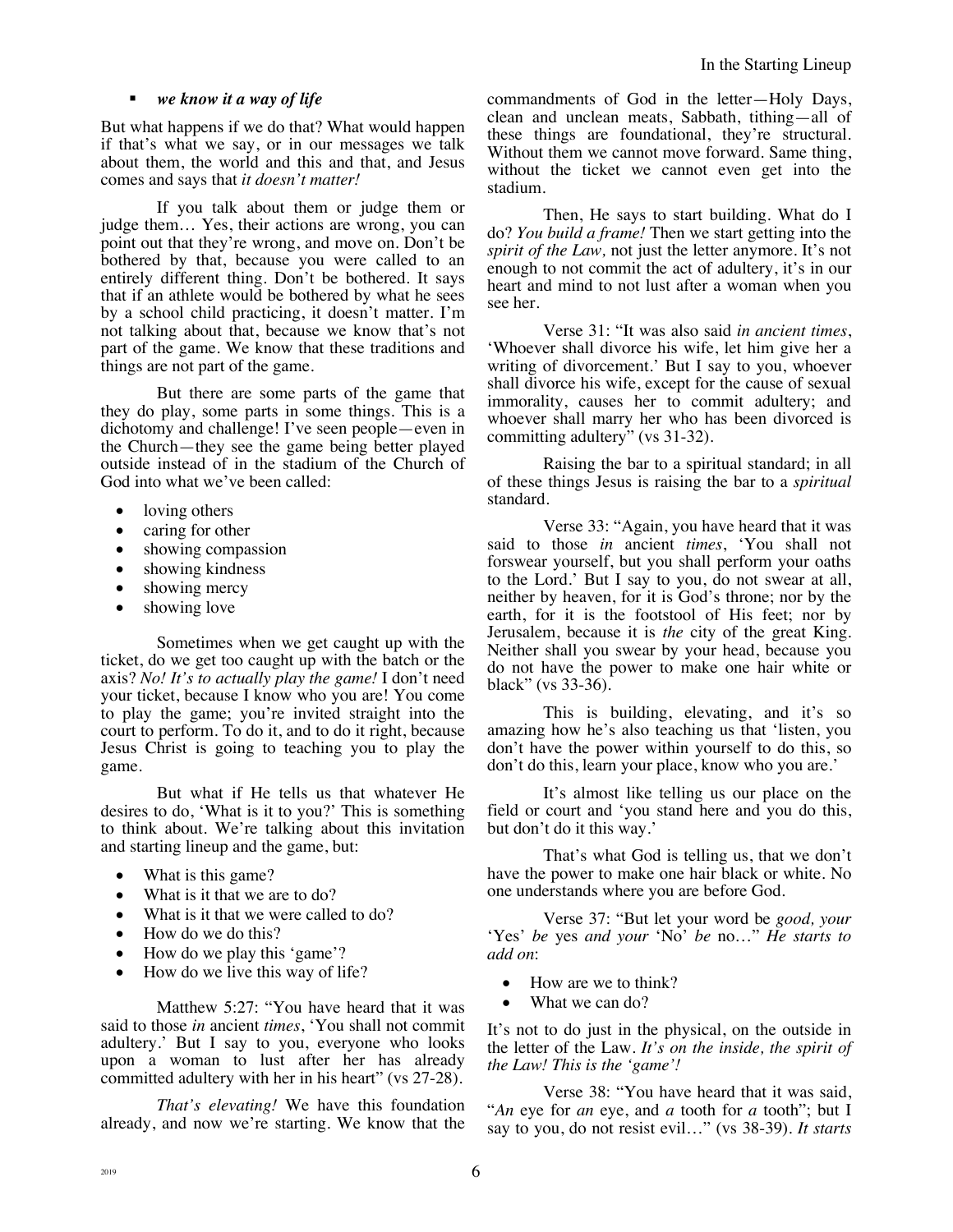- ***we know it a way of life***

But what happens if we do that? What would happen if that's what we say, or in our messages we talk about them, the world and this and that, and Jesus comes and says that *it doesn't matter!*

If you talk about them or judge them or judge them… Yes, their actions are wrong, you can point out that they're wrong, and move on. Don't be bothered by that, because you were called to an entirely different thing. Don't be bothered. It says that if an athlete would be bothered by what he sees by a school child practicing, it doesn't matter. I'm not talking about that, because we know that's not part of the game. We know that these traditions and things are not part of the game.

But there are some parts of the game that they do play, some parts in some things. This is a dichotomy and challenge! I've seen people—even in the Church—they see the game being better played outside instead of in the stadium of the Church of God into what we've been called:

- loving others
- caring for other
- showing compassion
- showing kindness
- showing mercy
- showing love

Sometimes when we get caught up with the ticket, do we get too caught up with the batch or the axis? *No! It's to actually play the game!* I don't need your ticket, because I know who you are! You come to play the game; you're invited straight into the court to perform. To do it, and to do it right, because Jesus Christ is going to teaching you to play the game.

But what if He tells us that whatever He desires to do, 'What is it to you?' This is something to think about. We're talking about this invitation and starting lineup and the game, but:

- What is this game?
- What is it that we are to do?
- What is it that we were called to do?
- How do we do this?
- How do we play this 'game'?
- How do we live this way of life?

Matthew 5:27: "You have heard that it was said to those *in* ancient *times*, 'You shall not commit adultery.' But I say to you, everyone who looks upon a woman to lust after her has already committed adultery with her in his heart" (vs 27-28).

*That's elevating!* We have this foundation already, and now we're starting. We know that the commandments of God in the letter—Holy Days, clean and unclean meats, Sabbath, tithing—all of these things are foundational, they're structural. Without them we cannot move forward. Same thing, without the ticket we cannot even get into the stadium.

Then, He says to start building. What do I do? *You build a frame!* Then we start getting into the *spirit of the Law,* not just the letter anymore. It's not enough to not commit the act of adultery, it's in our heart and mind to not lust after a woman when you see her.

Verse 31: "It was also said *in ancient times*, 'Whoever shall divorce his wife, let him give her a writing of divorcement.' But I say to you, whoever shall divorce his wife, except for the cause of sexual immorality, causes her to commit adultery; and whoever shall marry her who has been divorced is committing adultery" (vs 31-32).

Raising the bar to a spiritual standard; in all of these things Jesus is raising the bar to a *spiritual* standard.

Verse 33: "Again, you have heard that it was said to those *in* ancient *times*, 'You shall not forswear yourself, but you shall perform your oaths to the Lord.' But I say to you, do not swear at all, neither by heaven, for it is God's throne; nor by the earth, for it is the footstool of His feet; nor by Jerusalem, because it is *the* city of the great King. Neither shall you swear by your head, because you do not have the power to make one hair white or black" (vs 33-36).

This is building, elevating, and it's so amazing how he's also teaching us that 'listen, you don't have the power within yourself to do this, so don't do this, learn your place, know who you are.'

It's almost like telling us our place on the field or court and 'you stand here and you do this, but don't do it this way.'

That's what God is telling us, that we don't have the power to make one hair black or white. No one understands where you are before God.

Verse 37: "But let your word be *good, your* 'Yes' *be* yes *and your* 'No' *be* no…" *He starts to add on*:

- How are we to think?
- What we can do?

It's not to do just in the physical, on the outside in the letter of the Law. *It's on the inside, the spirit of the Law! This is the 'game'!*

Verse 38: "You have heard that it was said, "*An* eye for *an* eye, and *a* tooth for *a* tooth"; but I say to you, do not resist evil…" (vs 38-39). *It starts*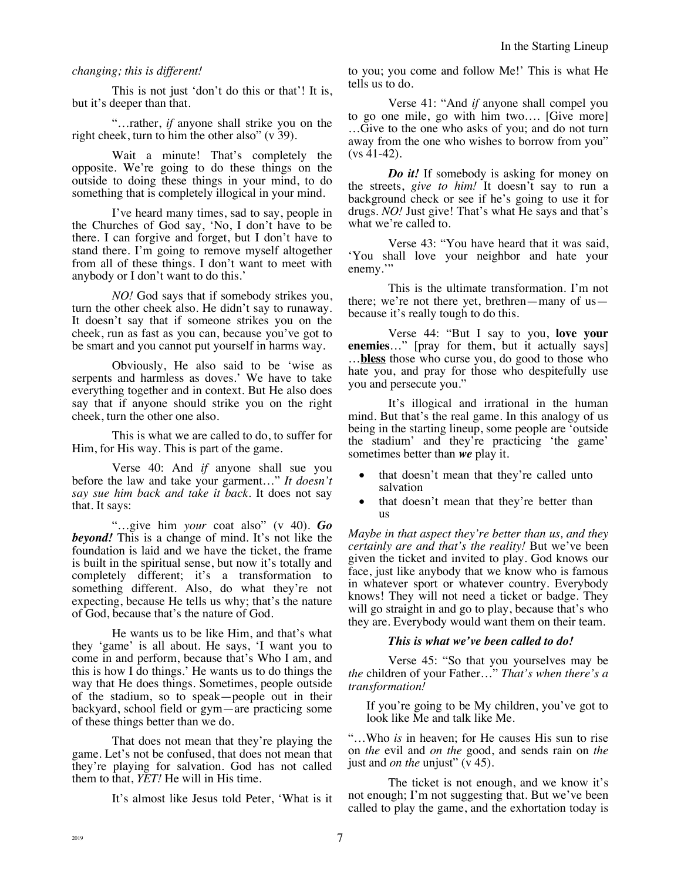*changing; this is different!*

This is not just 'don't do this or that'! It is, but it's deeper than that.

"…rather, *if* anyone shall strike you on the right cheek, turn to him the other also" (v 39).

Wait a minute! That's completely the opposite. We're going to do these things on the outside to doing these things in your mind, to do something that is completely illogical in your mind.

I've heard many times, sad to say, people in the Churches of God say, 'No, I don't have to be there. I can forgive and forget, but I don't have to stand there. I'm going to remove myself altogether from all of these things. I don't want to meet with anybody or I don't want to do this.'

*NO!* God says that if somebody strikes you, turn the other cheek also. He didn't say to runaway. It doesn't say that if someone strikes you on the cheek, run as fast as you can, because you've got to be smart and you cannot put yourself in harms way.

Obviously, He also said to be 'wise as serpents and harmless as doves.' We have to take everything together and in context. But He also does say that if anyone should strike you on the right cheek, turn the other one also.

This is what we are called to do, to suffer for Him, for His way. This is part of the game.

Verse 40: And *if* anyone shall sue you before the law and take your garment…" *It doesn't say sue him back and take it back.* It does not say that. It says:

"…give him *your* coat also" (v 40). ***Go beyond!*** This is a change of mind. It's not like the foundation is laid and we have the ticket, the frame is built in the spiritual sense, but now it's totally and completely different; it's a transformation to something different. Also, do what they're not expecting, because He tells us why; that's the nature of God, because that's the nature of God.

He wants us to be like Him, and that's what they 'game' is all about. He says, 'I want you to come in and perform, because that's Who I am, and this is how I do things.' He wants us to do things the way that He does things. Sometimes, people outside of the stadium, so to speak—people out in their backyard, school field or gym—are practicing some of these things better than we do.

That does not mean that they're playing the game. Let's not be confused, that does not mean that they're playing for salvation. God has not called them to that, *YET!* He will in His time.

It's almost like Jesus told Peter, 'What is it to you; you come and follow Me!' This is what He tells us to do.

Verse 41: "And *if* anyone shall compel you to go one mile, go with him two…. [Give more] …Give to the one who asks of you; and do not turn away from the one who wishes to borrow from you" (vs 41-42).

***Do it!*** If somebody is asking for money on the streets, *give to him!* It doesn't say to run a background check or see if he's going to use it for drugs. *NO!* Just give! That's what He says and that's what we're called to.

Verse 43: "You have heard that it was said, 'You shall love your neighbor and hate your enemy.'"

This is the ultimate transformation. I'm not there; we're not there yet, brethren—many of us—because it's really tough to do this.

Verse 44: "But I say to you, **love your enemies**…" [pray for them, but it actually says] …**bless** those who curse you, do good to those who hate you, and pray for those who despitefully use you and persecute you."

It's illogical and irrational in the human mind. But that's the real game. In this analogy of us being in the starting lineup, some people are 'outside the stadium' and they're practicing 'the game' sometimes better than ***we*** play it.

- that doesn't mean that they're called unto salvation
- that doesn't mean that they're better than us

*Maybe in that aspect they're better than us, and they certainly are and that's the reality!* But we've been given the ticket and invited to play. God knows our face, just like anybody that we know who is famous in whatever sport or whatever country. Everybody knows! They will not need a ticket or badge. They will go straight in and go to play, because that's who they are. Everybody would want them on their team.

***This is what we've been called to do!***

Verse 45: "So that you yourselves may be *the* children of your Father…" *That's when there's a transformation!*

> If you're going to be My children, you've got to look like Me and talk like Me.

"…Who *is* in heaven; for He causes His sun to rise on *the* evil and *on the* good, and sends rain on *the* just and *on the* unjust" (v 45).

The ticket is not enough, and we know it's not enough; I'm not suggesting that. But we've been called to play the game, and the exhortation today is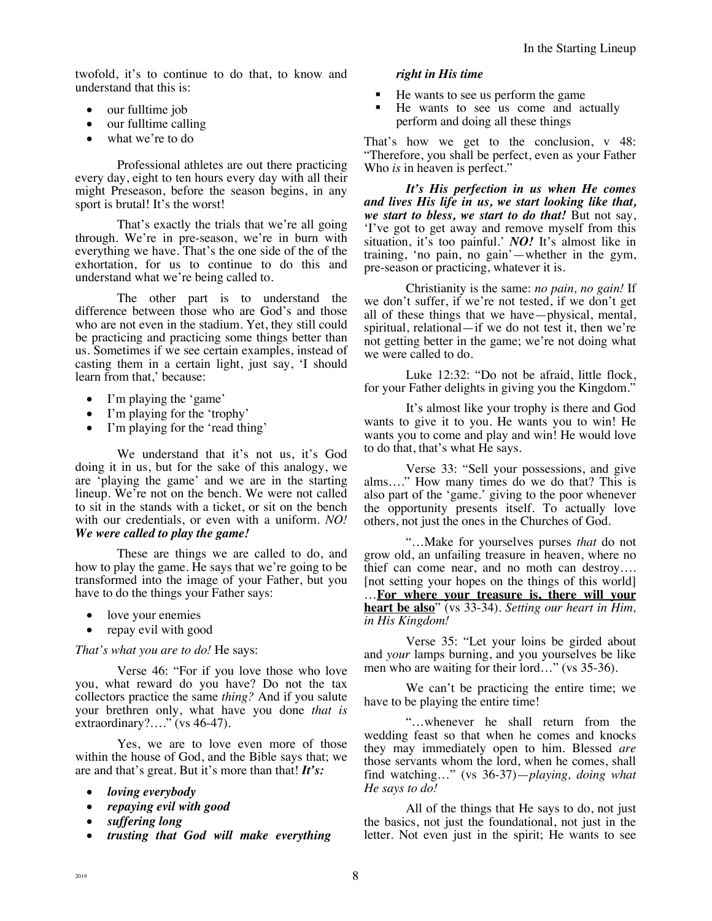twofold, it's to continue to do that, to know and understand that this is:

- our fulltime job
- our fulltime calling
- what we're to do

Professional athletes are out there practicing every day, eight to ten hours every day with all their might Preseason, before the season begins, in any sport is brutal! It's the worst!

That's exactly the trials that we're all going through. We're in pre-season, we're in burn with everything we have. That's the one side of the of the exhortation, for us to continue to do this and understand what we're being called to.

The other part is to understand the difference between those who are God's and those who are not even in the stadium. Yet, they still could be practicing and practicing some things better than us. Sometimes if we see certain examples, instead of casting them in a certain light, just say, 'I should learn from that,' because:

- I'm playing the 'game'
- I'm playing for the 'trophy'
- I'm playing for the 'read thing'

We understand that it's not us, it's God doing it in us, but for the sake of this analogy, we are 'playing the game' and we are in the starting lineup. We're not on the bench. We were not called to sit in the stands with a ticket, or sit on the bench with our credentials, or even with a uniform. *NO!* ***We were called to play the game!***

These are things we are called to do, and how to play the game. He says that we're going to be transformed into the image of your Father, but you have to do the things your Father says:

- love your enemies
- repay evil with good

*That's what you are to do!* He says:

Verse 46: "For if you love those who love you, what reward do you have? Do not the tax collectors practice the same *thing?* And if you salute your brethren only, what have you done *that is* extraordinary?…." (vs 46-47).

Yes, we are to love even more of those within the house of God, and the Bible says that; we are and that's great. But it's more than that! ***It's:***

- ***loving everybody***
- ***repaying evil with good***
- ***suffering long***
- ***trusting that God will make everything right in His time***

- He wants to see us perform the game
- He wants to see us come and actually perform and doing all these things

That's how we get to the conclusion, v 48: "Therefore, you shall be perfect, even as your Father Who *is* in heaven is perfect."

***It's His perfection in us when He comes and lives His life in us, we start looking like that, we start to bless, we start to do that!*** But not say, 'I've got to get away and remove myself from this situation, it's too painful.' ***NO!*** It's almost like in training, 'no pain, no gain'—whether in the gym, pre-season or practicing, whatever it is.

Christianity is the same: *no pain, no gain!* If we don't suffer, if we're not tested, if we don't get all of these things that we have—physical, mental, spiritual, relational—if we do not test it, then we're not getting better in the game; we're not doing what we were called to do.

Luke 12:32: "Do not be afraid, little flock, for your Father delights in giving you the Kingdom."

It's almost like your trophy is there and God wants to give it to you. He wants you to win! He wants you to come and play and win! He would love to do that, that's what He says.

Verse 33: "Sell your possessions, and give alms…." How many times do we do that? This is also part of the 'game.' giving to the poor whenever the opportunity presents itself. To actually love others, not just the ones in the Churches of God.

"…Make for yourselves purses *that* do not grow old, an unfailing treasure in heaven, where no thief can come near, and no moth can destroy…. [not setting your hopes on the things of this world] …**<u>For where your treasure is, there will your heart be also</u>**" (vs 33-34). *Setting our heart in Him, in His Kingdom!*

Verse 35: "Let your loins be girded about and *your* lamps burning, and you yourselves be like men who are waiting for their lord…" (vs 35-36).

We can't be practicing the entire time; we have to be playing the entire time!

"…whenever he shall return from the wedding feast so that when he comes and knocks they may immediately open to him. Blessed *are* those servants whom the lord, when he comes, shall find watching…" (vs 36-37)—*playing, doing what He says to do!*

All of the things that He says to do, not just the basics, not just the foundational, not just in the letter. Not even just in the spirit; He wants to see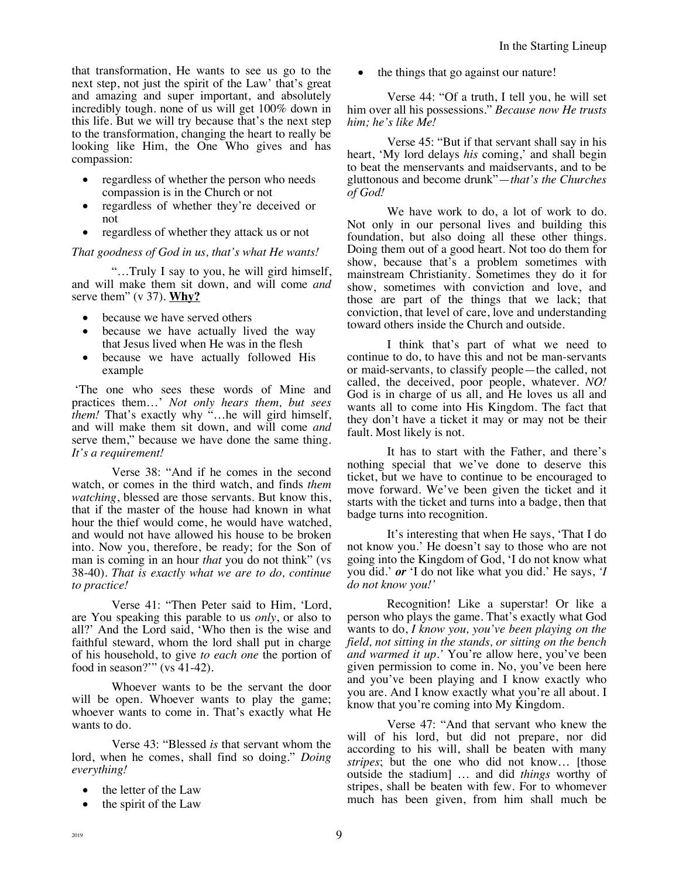that transformation, He wants to see us go to the next step, not just the spirit of the Law' that's great and amazing and super important, and absolutely incredibly tough. none of us will get 100% down in this life. But we will try because that's the next step to the transformation, changing the heart to really be looking like Him, the One Who gives and has compassion:

- regardless of whether the person who needs compassion is in the Church or not
- regardless of whether they're deceived or not
- regardless of whether they attack us or not

*That goodness of God in us, that's what He wants!*

"…Truly I say to you, he will gird himself, and will make them sit down, and will come *and* serve them" (v 37). **Why?**

- because we have served others
- because we have actually lived the way that Jesus lived when He was in the flesh
- because we have actually followed His example

'The one who sees these words of Mine and practices them…' *Not only hears them, but sees them!* That's exactly why "…he will gird himself, and will make them sit down, and will come *and* serve them," because we have done the same thing. *It's a requirement!*

Verse 38: "And if he comes in the second watch, or comes in the third watch, and finds *them watching*, blessed are those servants. But know this, that if the master of the house had known in what hour the thief would come, he would have watched, and would not have allowed his house to be broken into. Now you, therefore, be ready; for the Son of man is coming in an hour *that* you do not think" (vs 38-40). *That is exactly what we are to do, continue to practice!*

Verse 41: "Then Peter said to Him, 'Lord, are You speaking this parable to us *only*, or also to all?' And the Lord said, 'Who then is the wise and faithful steward, whom the lord shall put in charge of his household, to give *to each one* the portion of food in season?'" (vs 41-42).

Whoever wants to be the servant the door will be open. Whoever wants to play the game; whoever wants to come in. That's exactly what He wants to do.

Verse 43: "Blessed *is* that servant whom the lord, when he comes, shall find so doing." *Doing everything!*

- the letter of the Law
- the spirit of the Law
- the things that go against our nature!

Verse 44: "Of a truth, I tell you, he will set him over all his possessions." *Because now He trusts him; he's like Me!*

Verse 45: "But if that servant shall say in his heart, 'My lord delays *his* coming,' and shall begin to beat the menservants and maidservants, and to be gluttonous and become drunk"—*that's the Churches of God!*

We have work to do, a lot of work to do. Not only in our personal lives and building this foundation, but also doing all these other things. Doing them out of a good heart. Not to do them for show, because that's a problem sometimes with mainstream Christianity. Sometimes they do it for show, sometimes with conviction and love, and those are part of the things that we lack; that conviction, that level of care, love and understanding toward others inside the Church and outside.

I think that's part of what we need to continue to do, to have this and not be man-servants or maid-servants, to classify people—the called, not called, the deceived, poor people, whatever. *NO!* God is in charge of us all, and He loves us all and wants all to come into His Kingdom. The fact that they don't have a ticket it may or may not be their fault. Most likely is not.

It has to start with the Father, and there's nothing special that we've done to deserve this ticket, but we have to continue to be encouraged to move forward. We've been given the ticket and it starts with the ticket and turns into a badge, then that badge turns into recognition.

It's interesting that when He says, 'That I do not know you.' He doesn't say to those who are not going into the Kingdom of God, 'I do not know what you did.' ***or*** 'I do not like what you did.' He says, *'I do not know you!'*

Recognition! Like a superstar! Or like a person who plays the game. That's exactly what God wants to do, *I know you, you've been playing on the field, not sitting in the stands, or sitting on the bench and warmed it up.'* You're allow here, you've been given permission to come in. No, you've been here and you've been playing and I know exactly who you are. And I know exactly what you're all about. I know that you're coming into My Kingdom.

Verse 47: "And that servant who knew the will of his lord, but did not prepare, nor did according to his will, shall be beaten with many *stripes*; but the one who did not know… [those outside the stadium] … and did *things* worthy of stripes, shall be beaten with few. For to whomever much has been given, from him shall much be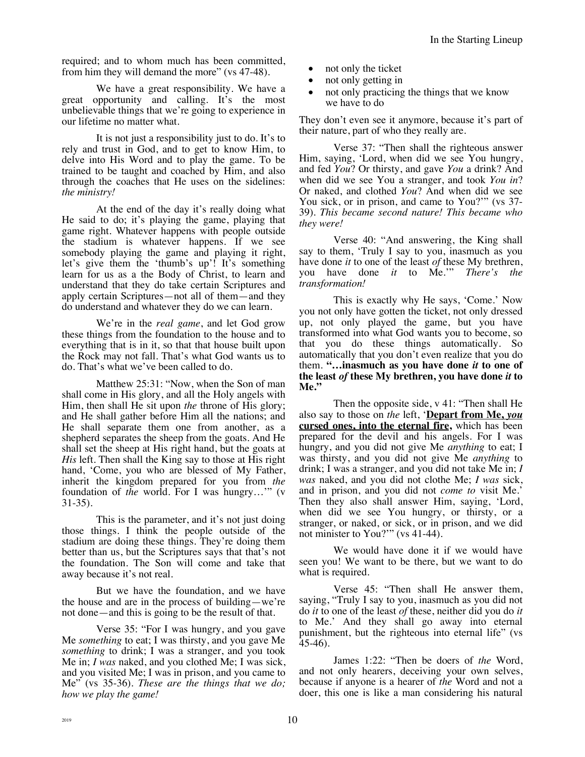required; and to whom much has been committed, from him they will demand the more" (vs 47-48).

We have a great responsibility. We have a great opportunity and calling. It's the most unbelievable things that we're going to experience in our lifetime no matter what.

It is not just a responsibility just to do. It's to rely and trust in God, and to get to know Him, to delve into His Word and to play the game. To be trained to be taught and coached by Him, and also through the coaches that He uses on the sidelines: *the ministry!*

At the end of the day it's really doing what He said to do; it's playing the game, playing that game right. Whatever happens with people outside the stadium is whatever happens. If we see somebody playing the game and playing it right, let's give them the 'thumb's up'! It's something learn for us as a the Body of Christ, to learn and understand that they do take certain Scriptures and apply certain Scriptures—not all of them—and they do understand and whatever they do we can learn.

We're in the *real game*, and let God grow these things from the foundation to the house and to everything that is in it, so that that house built upon the Rock may not fall. That's what God wants us to do. That's what we've been called to do.

Matthew 25:31: "Now, when the Son of man shall come in His glory, and all the Holy angels with Him, then shall He sit upon *the* throne of His glory; and He shall gather before Him all the nations; and He shall separate them one from another, as a shepherd separates the sheep from the goats. And He shall set the sheep at His right hand, but the goats at *His* left. Then shall the King say to those at His right hand, 'Come, you who are blessed of My Father, inherit the kingdom prepared for you from *the* foundation of *the* world. For I was hungry…'" (v 31-35).

This is the parameter, and it's not just doing those things. I think the people outside of the stadium are doing these things. They're doing them better than us, but the Scriptures says that that's not the foundation. The Son will come and take that away because it's not real.

But we have the foundation, and we have the house and are in the process of building—we're not done—and this is going to be the result of that.

Verse 35: "For I was hungry, and you gave Me *something* to eat; I was thirsty, and you gave Me *something* to drink; I was a stranger, and you took Me in; *I was* naked, and you clothed Me; I was sick, and you visited Me; I was in prison, and you came to Me" (vs 35-36). *These are the things that we do; how we play the game!*

- not only the ticket
- not only getting in
- not only practicing the things that we know we have to do

They don't even see it anymore, because it's part of their nature, part of who they really are.

Verse 37: "Then shall the righteous answer Him, saying, 'Lord, when did we see You hungry, and fed *You*? Or thirsty, and gave *You* a drink? And when did we see You a stranger, and took *You in*? Or naked, and clothed *You*? And when did we see You sick, or in prison, and came to You?'" (vs 37-39). *This became second nature! This became who they were!*

Verse 40: "And answering, the King shall say to them, 'Truly I say to you, inasmuch as you have done *it* to one of the least *of* these My brethren, you have done *it* to Me.'" *There's the transformation!*

This is exactly why He says, 'Come.' Now you not only have gotten the ticket, not only dressed up, not only played the game, but you have transformed into what God wants you to become, so that you do these things automatically. So automatically that you don't even realize that you do them. **"…inasmuch as you have done *it* to one of the least *of* these My brethren, you have done *it* to Me."**

Then the opposite side, v 41: "Then shall He also say to those on *the* left, '**<u>Depart from Me, *you* cursed ones, into the eternal fire,</u>** which has been prepared for the devil and his angels. For I was hungry, and you did not give Me *anything* to eat; I was thirsty, and you did not give Me *anything* to drink; I was a stranger, and you did not take Me in; *I was* naked, and you did not clothe Me; *I was* sick, and in prison, and you did not *come to* visit Me.' Then they also shall answer Him, saying, 'Lord, when did we see You hungry, or thirsty, or a stranger, or naked, or sick, or in prison, and we did not minister to You?'" (vs 41-44).

We would have done it if we would have seen you! We want to be there, but we want to do what is required.

Verse 45: "Then shall He answer them, saying, "Truly I say to you, inasmuch as you did not do *it* to one of the least *of* these, neither did you do *it* to Me.' And they shall go away into eternal punishment, but the righteous into eternal life" (vs 45-46).

James 1:22: "Then be doers of *the* Word, and not only hearers, deceiving your own selves, because if anyone is a hearer of *the* Word and not a doer, this one is like a man considering his natural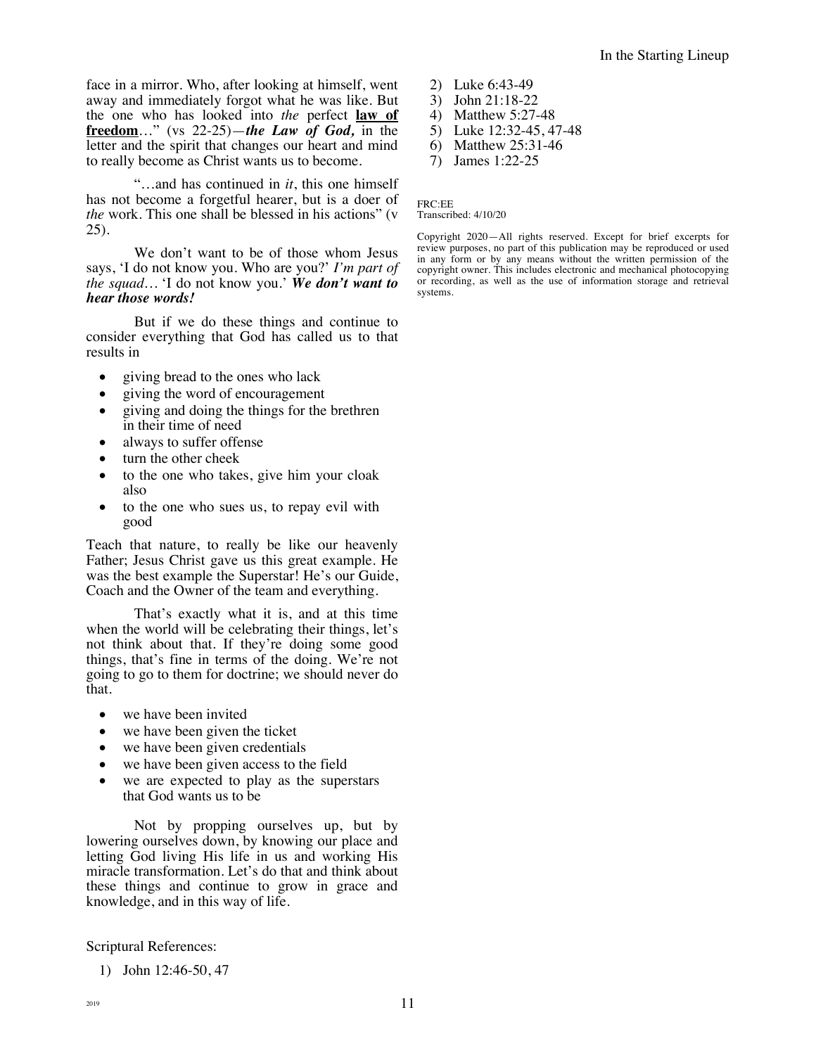face in a mirror. Who, after looking at himself, went away and immediately forgot what he was like. But the one who has looked into *the* perfect **law of freedom**…" (vs 22-25)—***the Law of God,*** in the letter and the spirit that changes our heart and mind to really become as Christ wants us to become.

"…and has continued in *it*, this one himself has not become a forgetful hearer, but is a doer of *the* work. This one shall be blessed in his actions" (v 25).

We don't want to be of those whom Jesus says, 'I do not know you. Who are you?' *I'm part of the squad*… 'I do not know you.' ***We don't want to hear those words!***

But if we do these things and continue to consider everything that God has called us to that results in

- giving bread to the ones who lack
- giving the word of encouragement
- giving and doing the things for the brethren in their time of need
- always to suffer offense
- turn the other cheek
- to the one who takes, give him your cloak also
- to the one who sues us, to repay evil with good

Teach that nature, to really be like our heavenly Father; Jesus Christ gave us this great example. He was the best example the Superstar! He's our Guide, Coach and the Owner of the team and everything.

That's exactly what it is, and at this time when the world will be celebrating their things, let's not think about that. If they're doing some good things, that's fine in terms of the doing. We're not going to go to them for doctrine; we should never do that.

- we have been invited
- we have been given the ticket
- we have been given credentials
- we have been given access to the field
- we are expected to play as the superstars that God wants us to be

Not by propping ourselves up, but by lowering ourselves down, by knowing our place and letting God living His life in us and working His miracle transformation. Let's do that and think about these things and continue to grow in grace and knowledge, and in this way of life.

Scriptural References:

1) John 12:46-50, 47
2) Luke 6:43-49
3) John 21:18-22
4) Matthew 5:27-48
5) Luke 12:32-45, 47-48
6) Matthew 25:31-46
7) James 1:22-25

FRC:EE
Transcribed: 4/10/20

Copyright 2020—All rights reserved. Except for brief excerpts for review purposes, no part of this publication may be reproduced or used in any form or by any means without the written permission of the copyright owner. This includes electronic and mechanical photocopying or recording, as well as the use of information storage and retrieval systems.